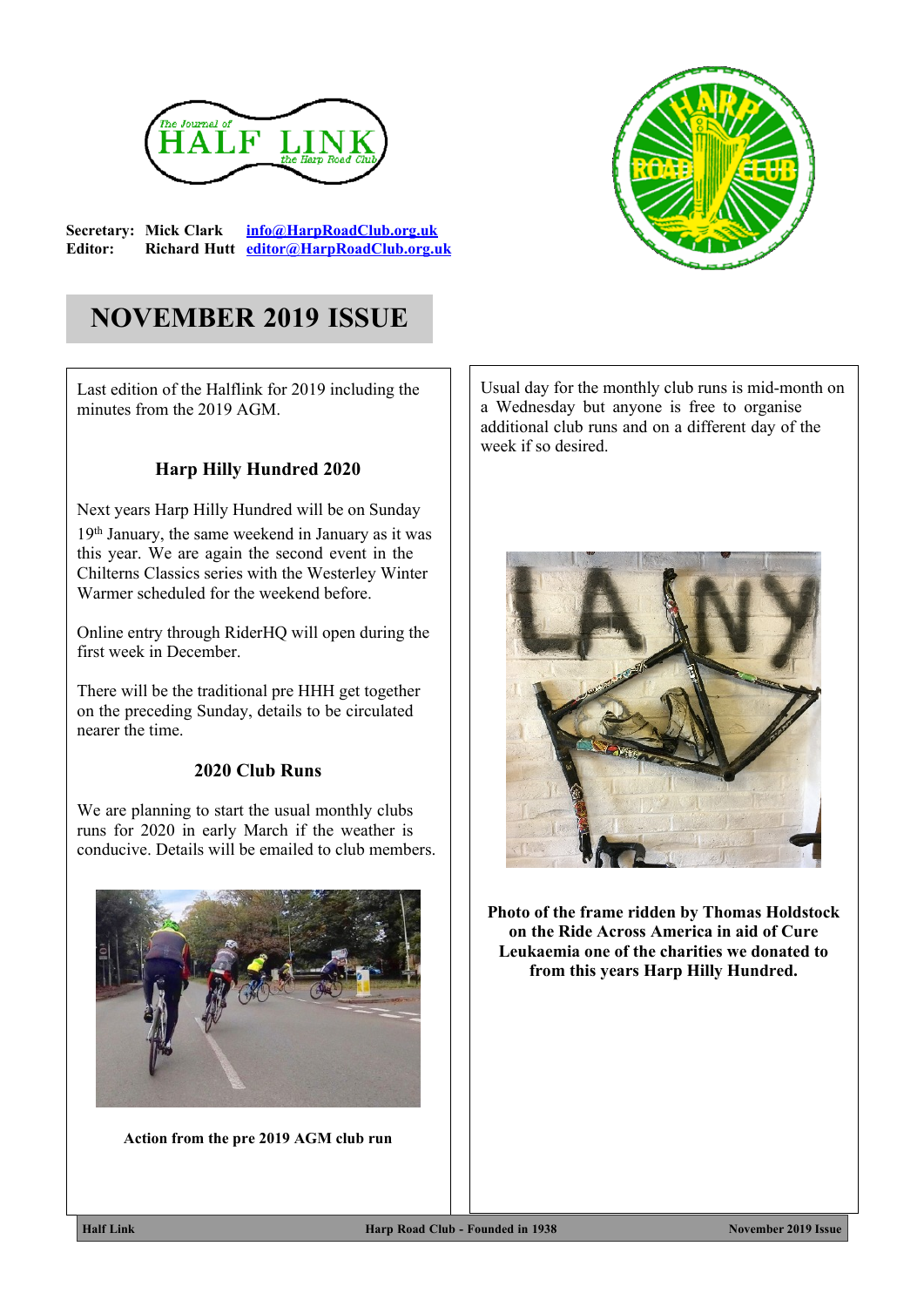Secretary: **Mick Clark** info@HarpRoadClub.org.uk
Editor: **Richard Hutt** editor@HarpRoadClub.org.uk

# NOVEMBER 2019 ISSUE

Last edition of the Halflink for 2019 including the minutes from the 2019 AGM.

### Harp Hilly Hundred 2020

Next years Harp Hilly Hundred will be on Sunday 19th January, the same weekend in January as it was this year. We are again the second event in the Chilterns Classics series with the Westerley Winter Warmer scheduled for the weekend before.

Online entry through RiderHQ will open during the first week in December.

There will be the traditional pre HHH get together on the preceding Sunday, details to be circulated nearer the time.

### 2020 Club Runs

We are planning to start the usual monthly clubs runs for 2020 in early March if the weather is conducive. Details will be emailed to club members.

**Action from the pre 2019 AGM club run**

Usual day for the monthly club runs is mid-month on a Wednesday but anyone is free to organise additional club runs and on a different day of the week if so desired.

**Photo of the frame ridden by Thomas Holdstock on the Ride Across America in aid of Cure Leukaemia one of the charities we donated to from this years Harp Hilly Hundred.**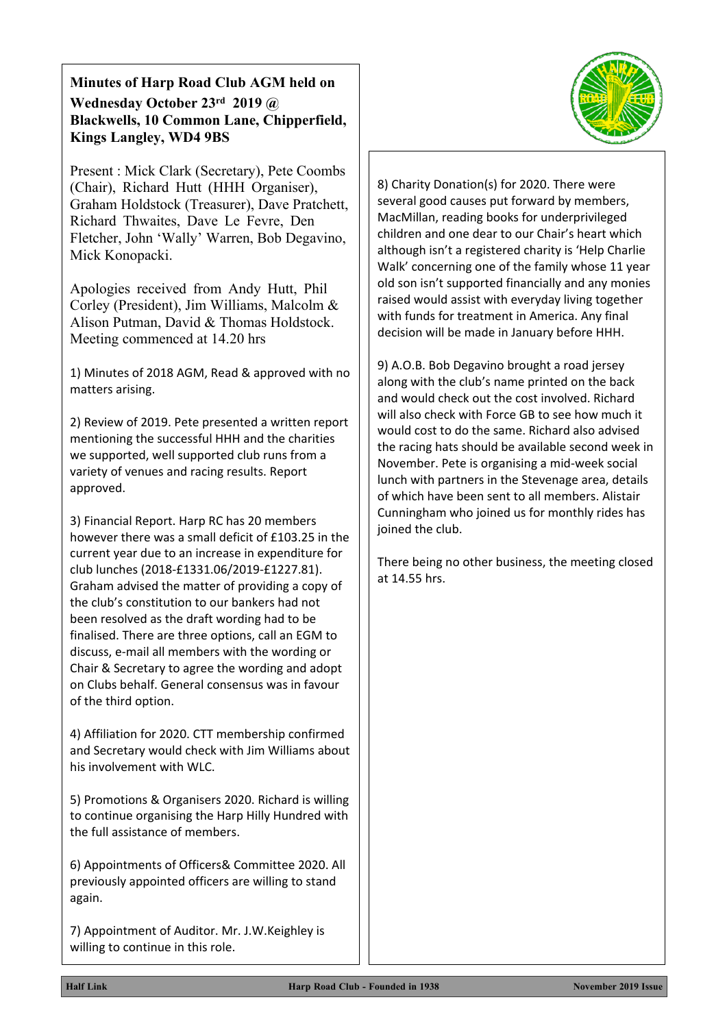**Minutes of Harp Road Club AGM held on Wednesday October 23rd 2019 @ Blackwells, 10 Common Lane, Chipperfield, Kings Langley, WD4 9BS**

Present : Mick Clark (Secretary), Pete Coombs (Chair), Richard Hutt (HHH Organiser), Graham Holdstock (Treasurer), Dave Pratchett, Richard Thwaites, Dave Le Fevre, Den Fletcher, John 'Wally' Warren, Bob Degavino, Mick Konopacki.

Apologies received from Andy Hutt, Phil Corley (President), Jim Williams, Malcolm & Alison Putman, David & Thomas Holdstock. Meeting commenced at 14.20 hrs

1) Minutes of 2018 AGM, Read & approved with no matters arising.

2) Review of 2019. Pete presented a written report mentioning the successful HHH and the charities we supported, well supported club runs from a variety of venues and racing results. Report approved.

3) Financial Report. Harp RC has 20 members however there was a small deficit of £103.25 in the current year due to an increase in expenditure for club lunches (2018-£1331.06/2019-£1227.81). Graham advised the matter of providing a copy of the club's constitution to our bankers had not been resolved as the draft wording had to be finalised. There are three options, call an EGM to discuss, e-mail all members with the wording or Chair & Secretary to agree the wording and adopt on Clubs behalf. General consensus was in favour of the third option.

4) Affiliation for 2020. CTT membership confirmed and Secretary would check with Jim Williams about his involvement with WLC.

5) Promotions & Organisers 2020. Richard is willing to continue organising the Harp Hilly Hundred with the full assistance of members.

6) Appointments of Officers& Committee 2020. All previously appointed officers are willing to stand again.

7) Appointment of Auditor. Mr. J.W.Keighley is willing to continue in this role.

8) Charity Donation(s) for 2020. There were several good causes put forward by members, MacMillan, reading books for underprivileged children and one dear to our Chair's heart which although isn't a registered charity is 'Help Charlie Walk' concerning one of the family whose 11 year old son isn't supported financially and any monies raised would assist with everyday living together with funds for treatment in America. Any final decision will be made in January before HHH.

9) A.O.B. Bob Degavino brought a road jersey along with the club's name printed on the back and would check out the cost involved. Richard will also check with Force GB to see how much it would cost to do the same. Richard also advised the racing hats should be available second week in November. Pete is organising a mid-week social lunch with partners in the Stevenage area, details of which have been sent to all members. Alistair Cunningham who joined us for monthly rides has joined the club.

There being no other business, the meeting closed at 14.55 hrs.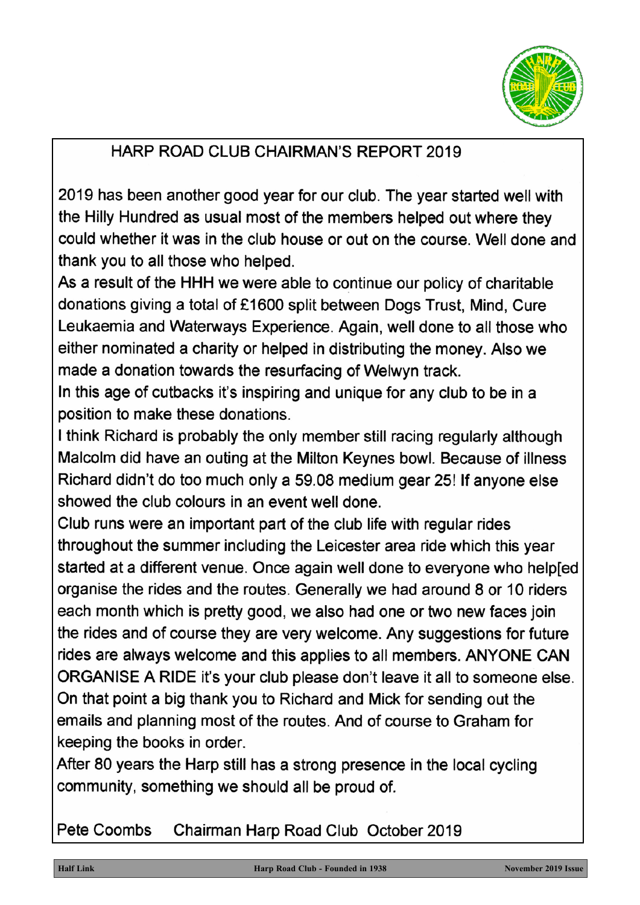# HARP ROAD CLUB CHAIRMAN'S REPORT 2019

2019 has been another good year for our club. The year started well with the Hilly Hundred as usual most of the members helped out where they could whether it was in the club house or out on the course. Well done and thank you to all those who helped.

As a result of the HHH we were able to continue our policy of charitable donations giving a total of £1600 split between Dogs Trust, Mind, Cure Leukaemia and Waterways Experience. Again, well done to all those who either nominated a charity or helped in distributing the money. Also we made a donation towards the resurfacing of Welwyn track.

In this age of cutbacks it's inspiring and unique for any club to be in a position to make these donations.

I think Richard is probably the only member still racing regularly although Malcolm did have an outing at the Milton Keynes bowl. Because of illness Richard didn't do too much only a 59.08 medium gear 25! If anyone else showed the club colours in an event well done.

Club runs were an important part of the club life with regular rides throughout the summer including the Leicester area ride which this year started at a different venue. Once again well done to everyone who help[ed organise the rides and the routes. Generally we had around 8 or 10 riders each month which is pretty good, we also had one or two new faces join the rides and of course they are very welcome. Any suggestions for future rides are always welcome and this applies to all members. ANYONE CAN ORGANISE A RIDE it's your club please don't leave it all to someone else. On that point a big thank you to Richard and Mick for sending out the emails and planning most of the routes. And of course to Graham for keeping the books in order.

After 80 years the Harp still has a strong presence in the local cycling community, something we should all be proud of.

Pete Coombs Chairman Harp Road Club October 2019